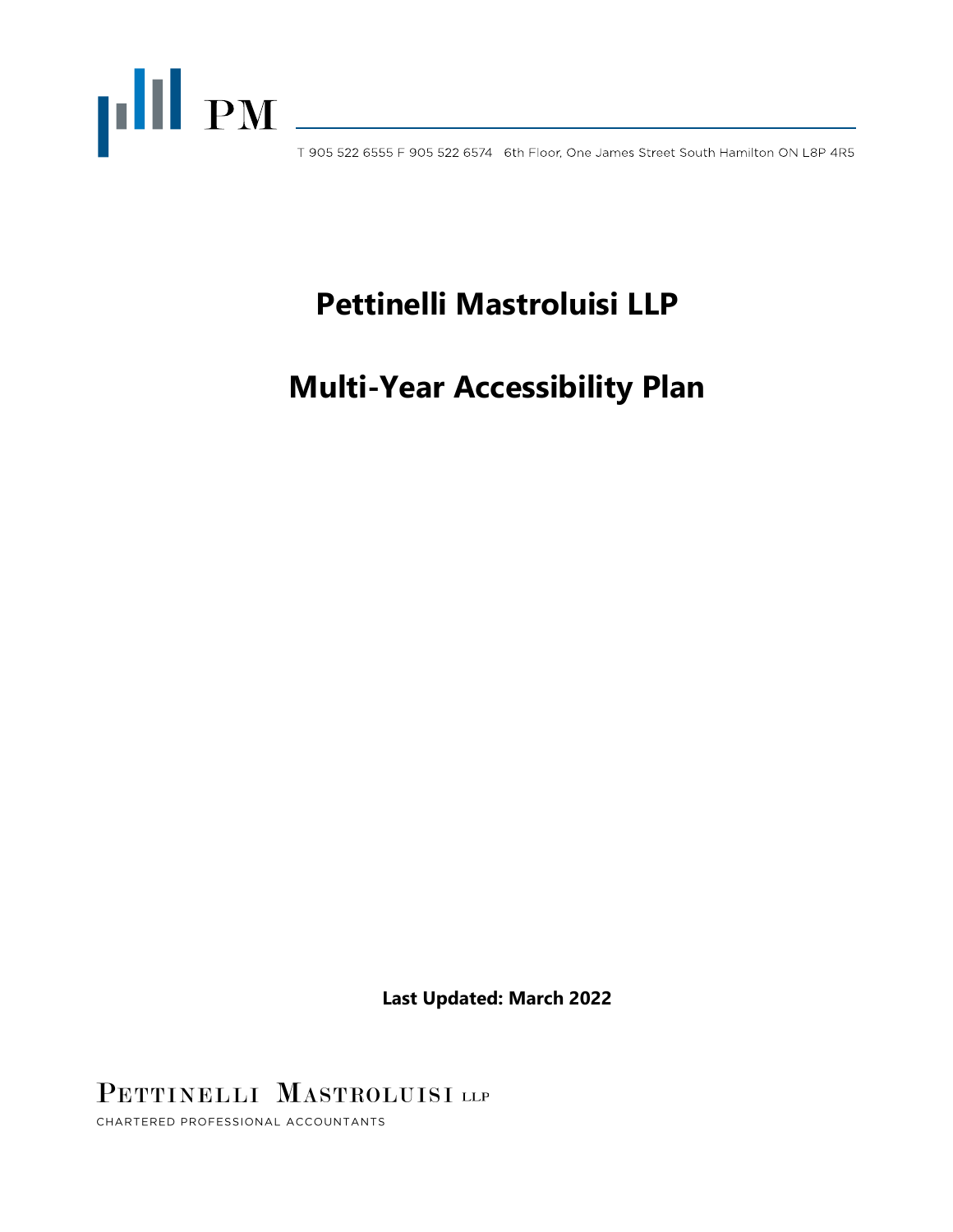PM

T 905 522 6555 F 905 522 6574 6th Floor, One James Street South Hamilton ON L8P 4R5

# Pettinelli Mastroluisi LLP

# Multi-Year Accessibility Plan

**Last Updated: March 2022**

PETTINELLI MASTROLUISI LLP

CHARTERED PROFESSIONAL ACCOUNTANTS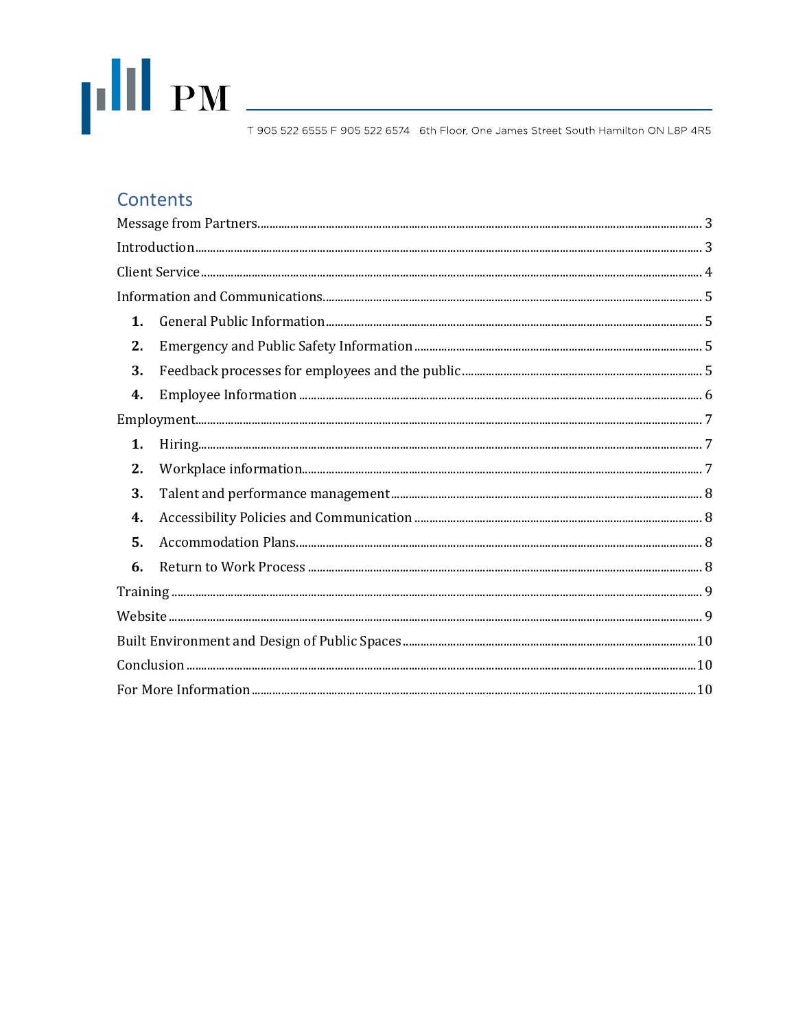## Contents

Message from Partners ... 3
Introduction ... 3
Client Service ... 4
Information and Communications ... 5
- **1.** General Public Information ... 5
- **2.** Emergency and Public Safety Information ... 5
- **3.** Feedback processes for employees and the public ... 5
- **4.** Employee Information ... 6

Employment ... 7
- **1.** Hiring ... 7
- **2.** Workplace information ... 7
- **3.** Talent and performance management ... 8
- **4.** Accessibility Policies and Communication ... 8
- **5.** Accommodation Plans ... 8
- **6.** Return to Work Process ... 8

Training ... 9
Website ... 9
Built Environment and Design of Public Spaces ... 10
Conclusion ... 10
For More Information ... 10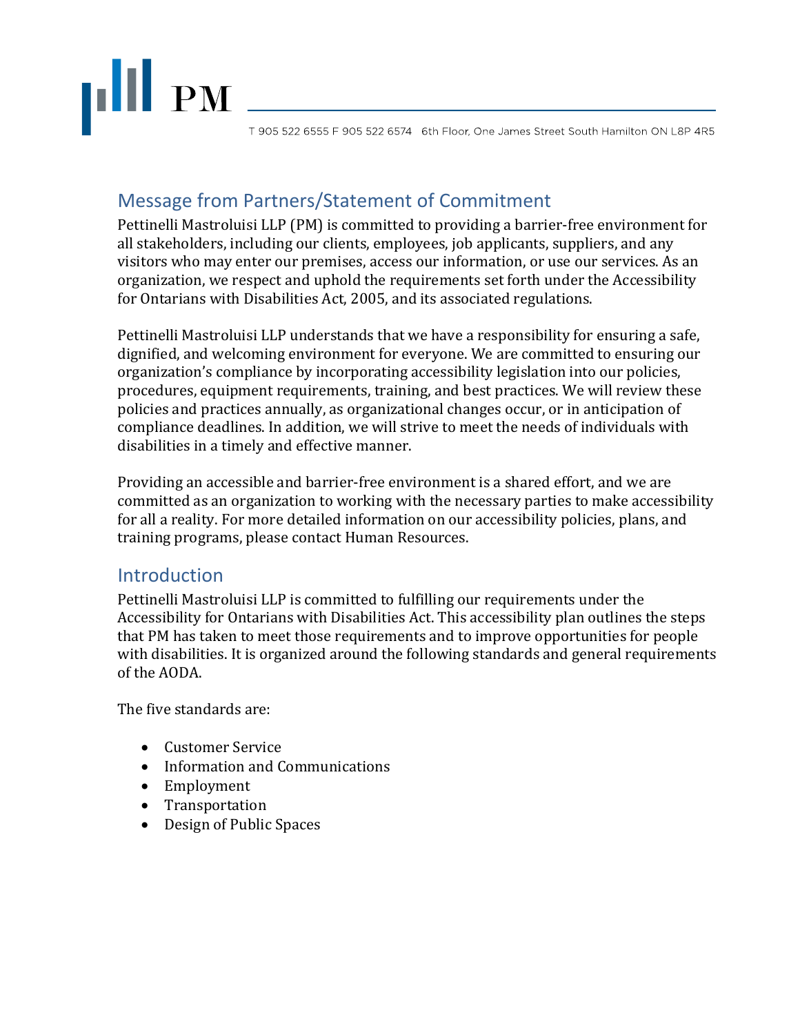## Message from Partners/Statement of Commitment

Pettinelli Mastroluisi LLP (PM) is committed to providing a barrier-free environment for all stakeholders, including our clients, employees, job applicants, suppliers, and any visitors who may enter our premises, access our information, or use our services. As an organization, we respect and uphold the requirements set forth under the Accessibility for Ontarians with Disabilities Act, 2005, and its associated regulations.

Pettinelli Mastroluisi LLP understands that we have a responsibility for ensuring a safe, dignified, and welcoming environment for everyone. We are committed to ensuring our organization's compliance by incorporating accessibility legislation into our policies, procedures, equipment requirements, training, and best practices. We will review these policies and practices annually, as organizational changes occur, or in anticipation of compliance deadlines. In addition, we will strive to meet the needs of individuals with disabilities in a timely and effective manner.

Providing an accessible and barrier-free environment is a shared effort, and we are committed as an organization to working with the necessary parties to make accessibility for all a reality. For more detailed information on our accessibility policies, plans, and training programs, please contact Human Resources.

## Introduction

Pettinelli Mastroluisi LLP is committed to fulfilling our requirements under the Accessibility for Ontarians with Disabilities Act. This accessibility plan outlines the steps that PM has taken to meet those requirements and to improve opportunities for people with disabilities. It is organized around the following standards and general requirements of the AODA.

The five standards are:

- Customer Service
- Information and Communications
- Employment
- Transportation
- Design of Public Spaces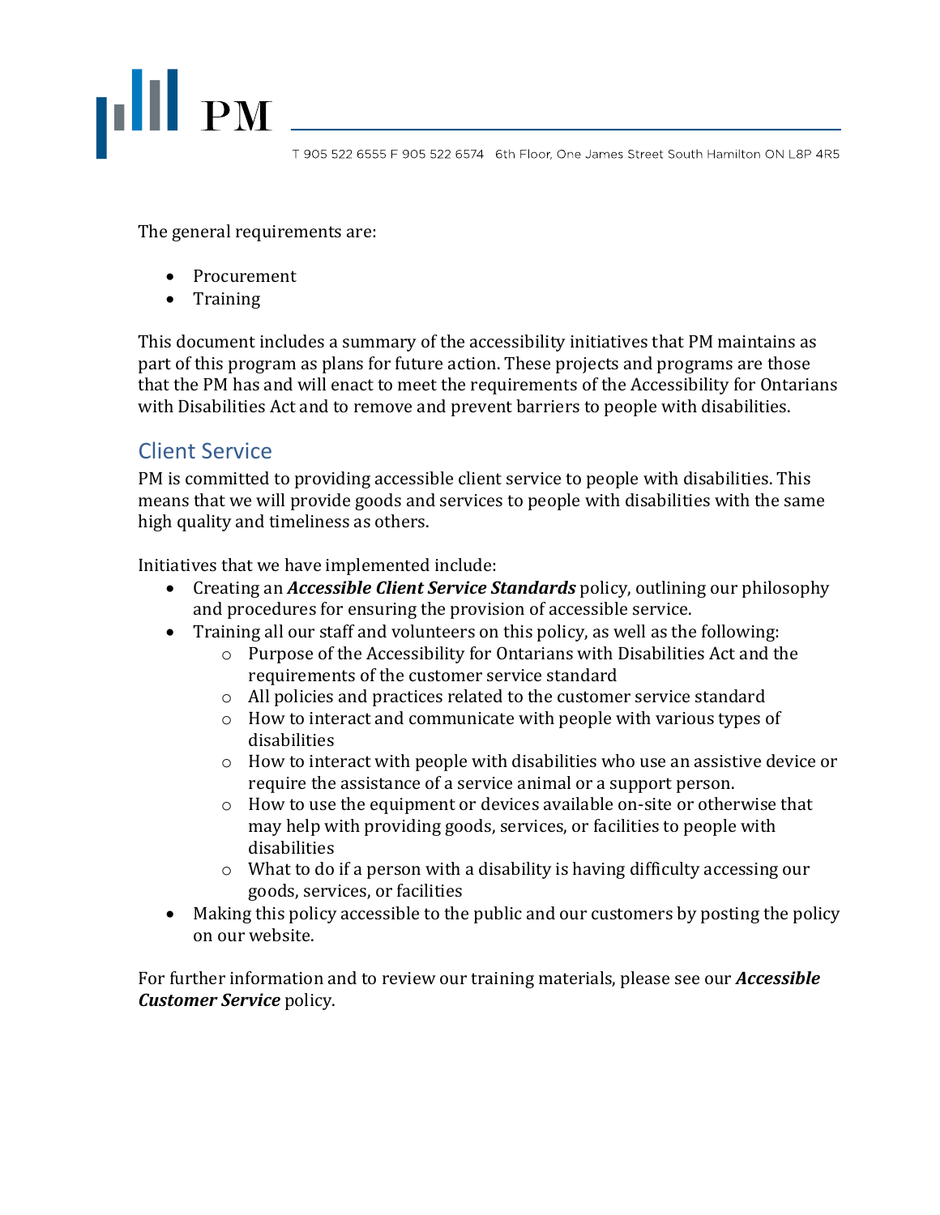The general requirements are:

- Procurement
- Training

This document includes a summary of the accessibility initiatives that PM maintains as part of this program as plans for future action. These projects and programs are those that the PM has and will enact to meet the requirements of the Accessibility for Ontarians with Disabilities Act and to remove and prevent barriers to people with disabilities.

## Client Service

PM is committed to providing accessible client service to people with disabilities. This means that we will provide goods and services to people with disabilities with the same high quality and timeliness as others.

Initiatives that we have implemented include:

- Creating an ***Accessible Client Service Standards*** policy, outlining our philosophy and procedures for ensuring the provision of accessible service.
- Training all our staff and volunteers on this policy, as well as the following:
  - Purpose of the Accessibility for Ontarians with Disabilities Act and the requirements of the customer service standard
  - All policies and practices related to the customer service standard
  - How to interact and communicate with people with various types of disabilities
  - How to interact with people with disabilities who use an assistive device or require the assistance of a service animal or a support person.
  - How to use the equipment or devices available on-site or otherwise that may help with providing goods, services, or facilities to people with disabilities
  - What to do if a person with a disability is having difficulty accessing our goods, services, or facilities
- Making this policy accessible to the public and our customers by posting the policy on our website.

For further information and to review our training materials, please see our ***Accessible Customer Service*** policy.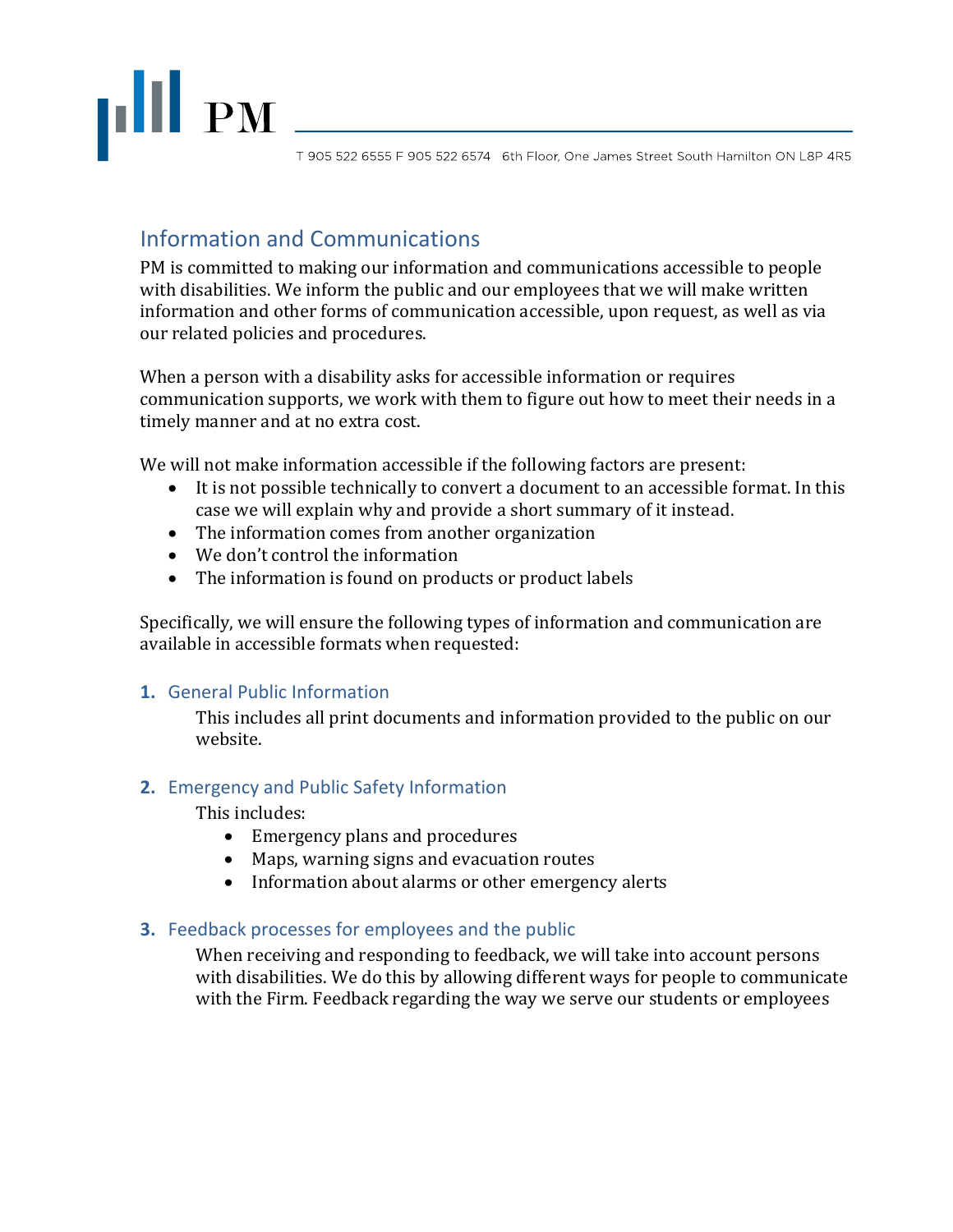## Information and Communications

PM is committed to making our information and communications accessible to people with disabilities. We inform the public and our employees that we will make written information and other forms of communication accessible, upon request, as well as via our related policies and procedures.

When a person with a disability asks for accessible information or requires communication supports, we work with them to figure out how to meet their needs in a timely manner and at no extra cost.

We will not make information accessible if the following factors are present:

- It is not possible technically to convert a document to an accessible format. In this case we will explain why and provide a short summary of it instead.
- The information comes from another organization
- We don't control the information
- The information is found on products or product labels

Specifically, we will ensure the following types of information and communication are available in accessible formats when requested:

### 1. General Public Information

This includes all print documents and information provided to the public on our website.

### 2. Emergency and Public Safety Information

This includes:

- Emergency plans and procedures
- Maps, warning signs and evacuation routes
- Information about alarms or other emergency alerts

### 3. Feedback processes for employees and the public

When receiving and responding to feedback, we will take into account persons with disabilities. We do this by allowing different ways for people to communicate with the Firm. Feedback regarding the way we serve our students or employees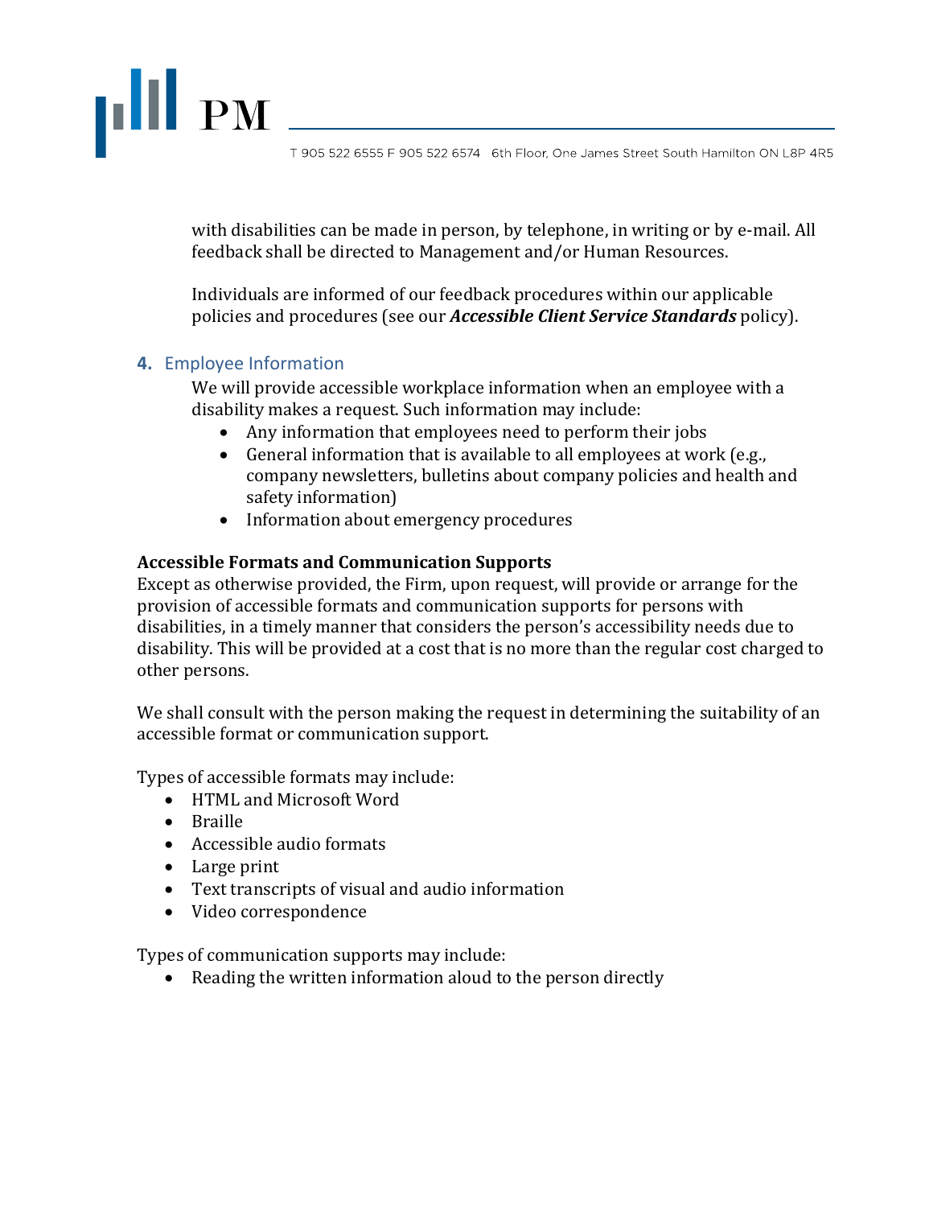with disabilities can be made in person, by telephone, in writing or by e-mail. All feedback shall be directed to Management and/or Human Resources.

Individuals are informed of our feedback procedures within our applicable policies and procedures (see our ***Accessible Client Service Standards*** policy).

### 4. Employee Information

We will provide accessible workplace information when an employee with a disability makes a request. Such information may include:

- Any information that employees need to perform their jobs
- General information that is available to all employees at work (e.g., company newsletters, bulletins about company policies and health and safety information)
- Information about emergency procedures

**Accessible Formats and Communication Supports**

Except as otherwise provided, the Firm, upon request, will provide or arrange for the provision of accessible formats and communication supports for persons with disabilities, in a timely manner that considers the person's accessibility needs due to disability. This will be provided at a cost that is no more than the regular cost charged to other persons.

We shall consult with the person making the request in determining the suitability of an accessible format or communication support.

Types of accessible formats may include:

- HTML and Microsoft Word
- Braille
- Accessible audio formats
- Large print
- Text transcripts of visual and audio information
- Video correspondence

Types of communication supports may include:

- Reading the written information aloud to the person directly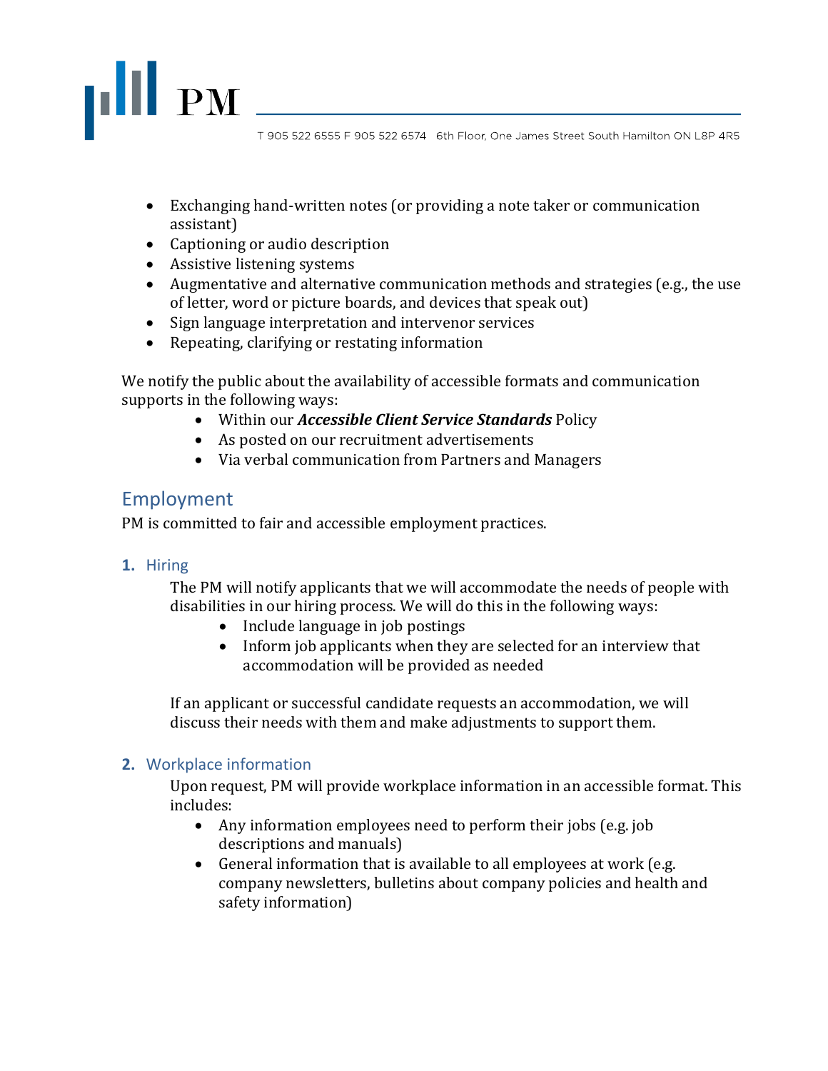- Exchanging hand-written notes (or providing a note taker or communication assistant)
- Captioning or audio description
- Assistive listening systems
- Augmentative and alternative communication methods and strategies (e.g., the use of letter, word or picture boards, and devices that speak out)
- Sign language interpretation and intervenor services
- Repeating, clarifying or restating information

We notify the public about the availability of accessible formats and communication supports in the following ways:

- Within our ***Accessible Client Service Standards*** Policy
- As posted on our recruitment advertisements
- Via verbal communication from Partners and Managers

## Employment

PM is committed to fair and accessible employment practices.

### 1. Hiring

The PM will notify applicants that we will accommodate the needs of people with disabilities in our hiring process. We will do this in the following ways:

- Include language in job postings
- Inform job applicants when they are selected for an interview that accommodation will be provided as needed

If an applicant or successful candidate requests an accommodation, we will discuss their needs with them and make adjustments to support them.

### 2. Workplace information

Upon request, PM will provide workplace information in an accessible format. This includes:

- Any information employees need to perform their jobs (e.g. job descriptions and manuals)
- General information that is available to all employees at work (e.g. company newsletters, bulletins about company policies and health and safety information)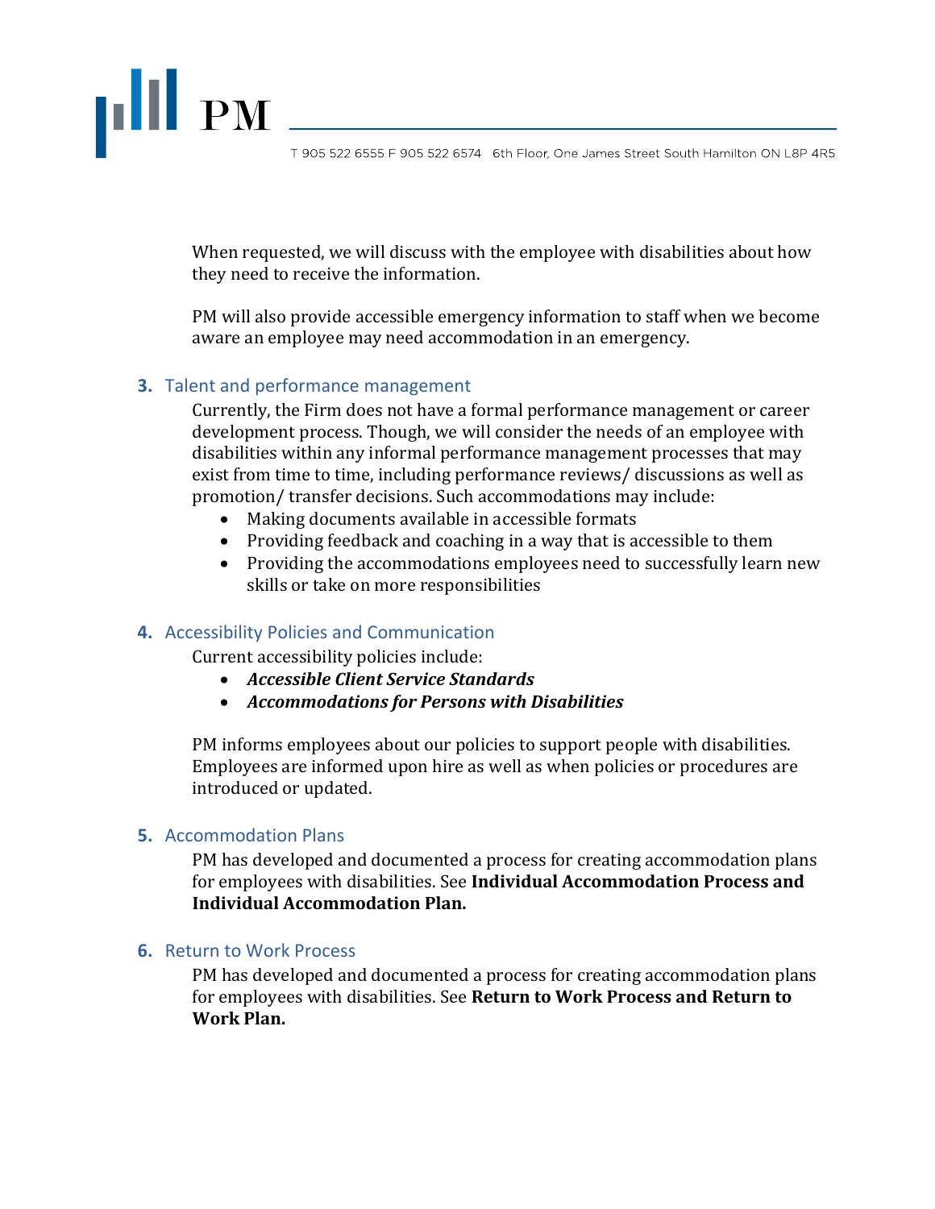When requested, we will discuss with the employee with disabilities about how they need to receive the information.

PM will also provide accessible emergency information to staff when we become aware an employee may need accommodation in an emergency.

### 3. Talent and performance management

Currently, the Firm does not have a formal performance management or career development process. Though, we will consider the needs of an employee with disabilities within any informal performance management processes that may exist from time to time, including performance reviews/ discussions as well as promotion/ transfer decisions. Such accommodations may include:

- Making documents available in accessible formats
- Providing feedback and coaching in a way that is accessible to them
- Providing the accommodations employees need to successfully learn new skills or take on more responsibilities

### 4. Accessibility Policies and Communication

Current accessibility policies include:

- ***Accessible Client Service Standards***
- ***Accommodations for Persons with Disabilities***

PM informs employees about our policies to support people with disabilities. Employees are informed upon hire as well as when policies or procedures are introduced or updated.

### 5. Accommodation Plans

PM has developed and documented a process for creating accommodation plans for employees with disabilities. See **Individual Accommodation Process and Individual Accommodation Plan.**

### 6. Return to Work Process

PM has developed and documented a process for creating accommodation plans for employees with disabilities. See **Return to Work Process and Return to Work Plan.**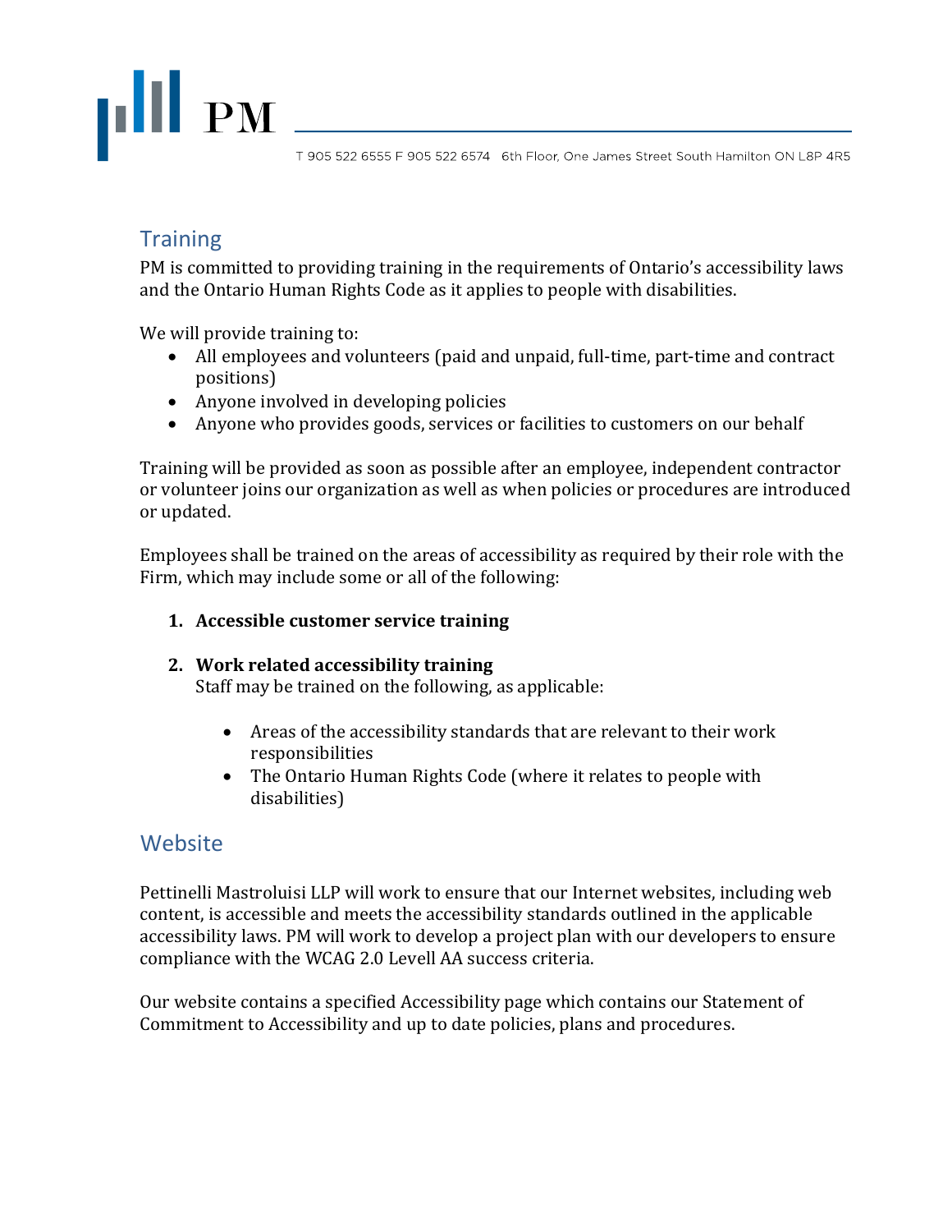## Training

PM is committed to providing training in the requirements of Ontario's accessibility laws and the Ontario Human Rights Code as it applies to people with disabilities.

We will provide training to:

- All employees and volunteers (paid and unpaid, full-time, part-time and contract positions)
- Anyone involved in developing policies
- Anyone who provides goods, services or facilities to customers on our behalf

Training will be provided as soon as possible after an employee, independent contractor or volunteer joins our organization as well as when policies or procedures are introduced or updated.

Employees shall be trained on the areas of accessibility as required by their role with the Firm, which may include some or all of the following:

1. **Accessible customer service training**

2. **Work related accessibility training**
   Staff may be trained on the following, as applicable:

   - Areas of the accessibility standards that are relevant to their work responsibilities
   - The Ontario Human Rights Code (where it relates to people with disabilities)

## Website

Pettinelli Mastroluisi LLP will work to ensure that our Internet websites, including web content, is accessible and meets the accessibility standards outlined in the applicable accessibility laws. PM will work to develop a project plan with our developers to ensure compliance with the WCAG 2.0 Levell AA success criteria.

Our website contains a specified Accessibility page which contains our Statement of Commitment to Accessibility and up to date policies, plans and procedures.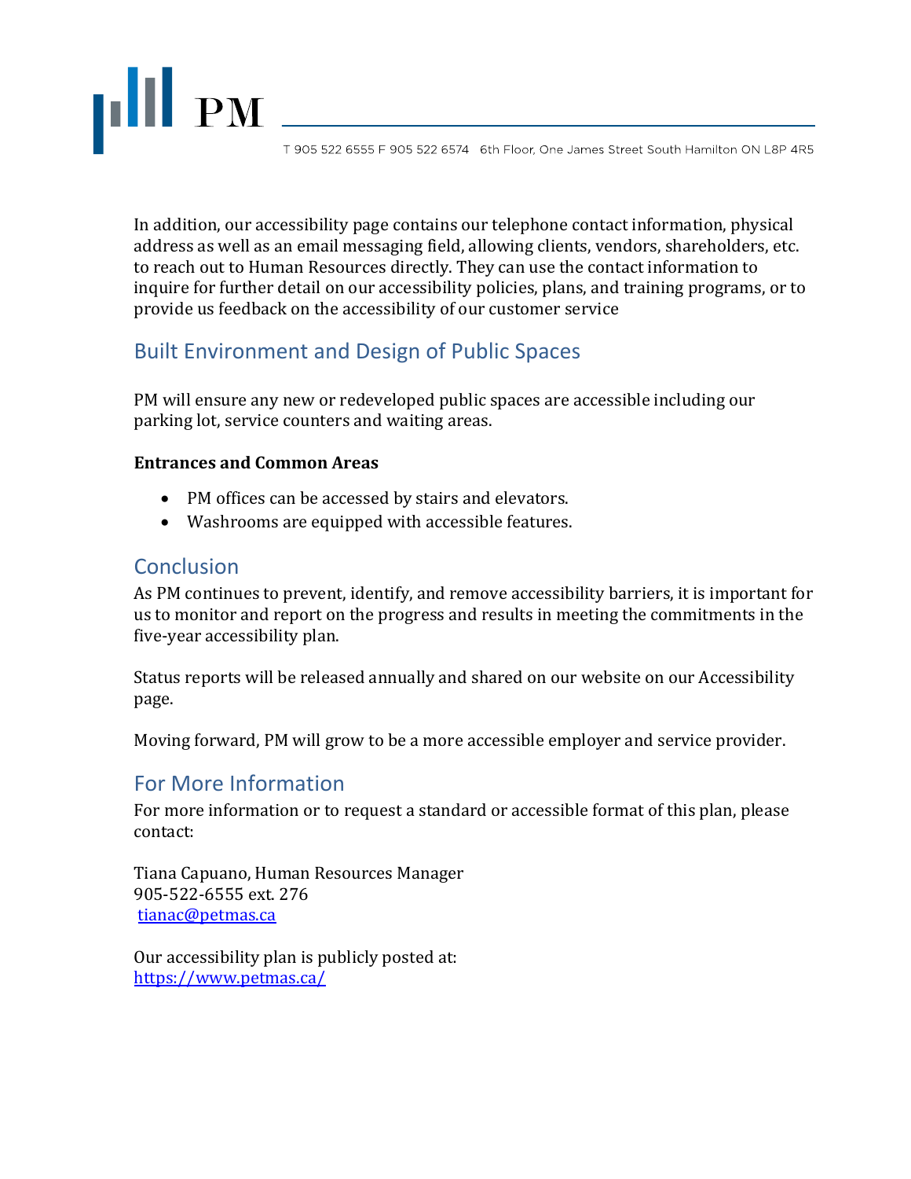In addition, our accessibility page contains our telephone contact information, physical address as well as an email messaging field, allowing clients, vendors, shareholders, etc. to reach out to Human Resources directly. They can use the contact information to inquire for further detail on our accessibility policies, plans, and training programs, or to provide us feedback on the accessibility of our customer service

## Built Environment and Design of Public Spaces

PM will ensure any new or redeveloped public spaces are accessible including our parking lot, service counters and waiting areas.

**Entrances and Common Areas**

- PM offices can be accessed by stairs and elevators.
- Washrooms are equipped with accessible features.

## Conclusion

As PM continues to prevent, identify, and remove accessibility barriers, it is important for us to monitor and report on the progress and results in meeting the commitments in the five-year accessibility plan.

Status reports will be released annually and shared on our website on our Accessibility page.

Moving forward, PM will grow to be a more accessible employer and service provider.

## For More Information

For more information or to request a standard or accessible format of this plan, please contact:

Tiana Capuano, Human Resources Manager
905-522-6555 ext. 276
tianac@petmas.ca

Our accessibility plan is publicly posted at:
https://www.petmas.ca/